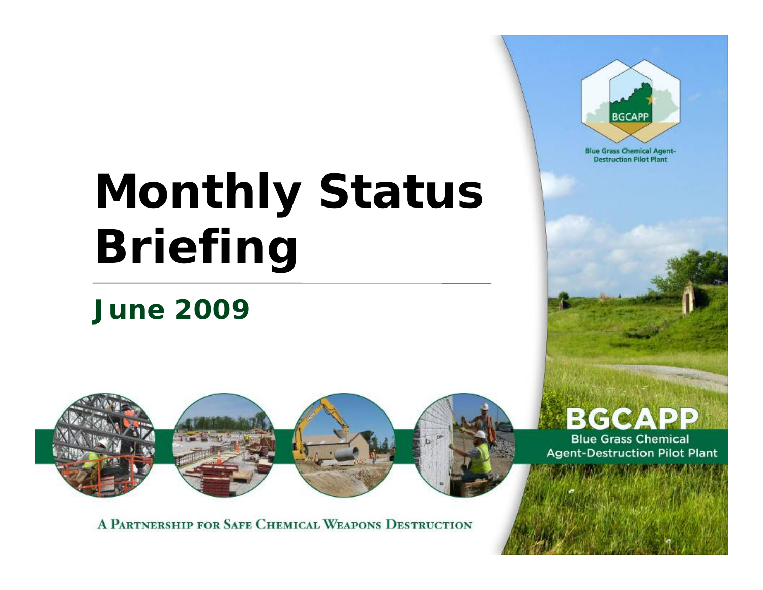# Monthly Status Briefing

## June 2009

Blue Grass Chemical Agent-Destruction Pilot Plant

**BGCAPP**

Blue Grass Chemical Agent-Destruction Pilot Plant

A Partnership for Safe Chemical Weapons Destruction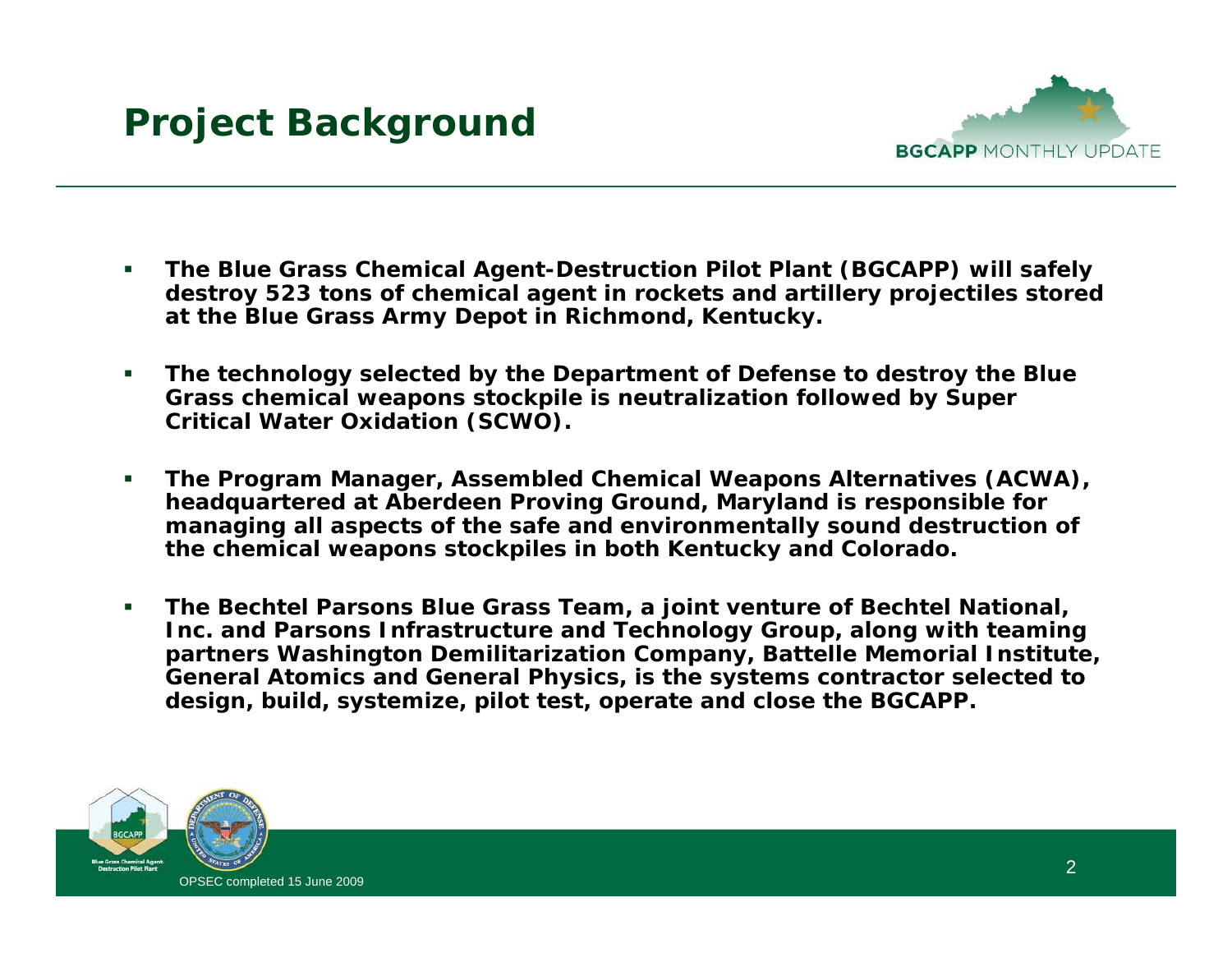# Project Background

- **The Blue Grass Chemical Agent-Destruction Pilot Plant (BGCAPP) will safely destroy 523 tons of chemical agent in rockets and artillery projectiles stored at the Blue Grass Army Depot in Richmond, Kentucky.**
- **The technology selected by the Department of Defense to destroy the Blue Grass chemical weapons stockpile is neutralization followed by Super Critical Water Oxidation (SCWO).**
- **The Program Manager, Assembled Chemical Weapons Alternatives (ACWA), headquartered at Aberdeen Proving Ground, Maryland is responsible for managing all aspects of the safe and environmentally sound destruction of the chemical weapons stockpiles in both Kentucky and Colorado.**
- **The Bechtel Parsons Blue Grass Team, a joint venture of Bechtel National, Inc. and Parsons Infrastructure and Technology Group, along with teaming partners Washington Demilitarization Company, Battelle Memorial Institute, General Atomics and General Physics, is the systems contractor selected to design, build, systemize, pilot test, operate and close the BGCAPP.**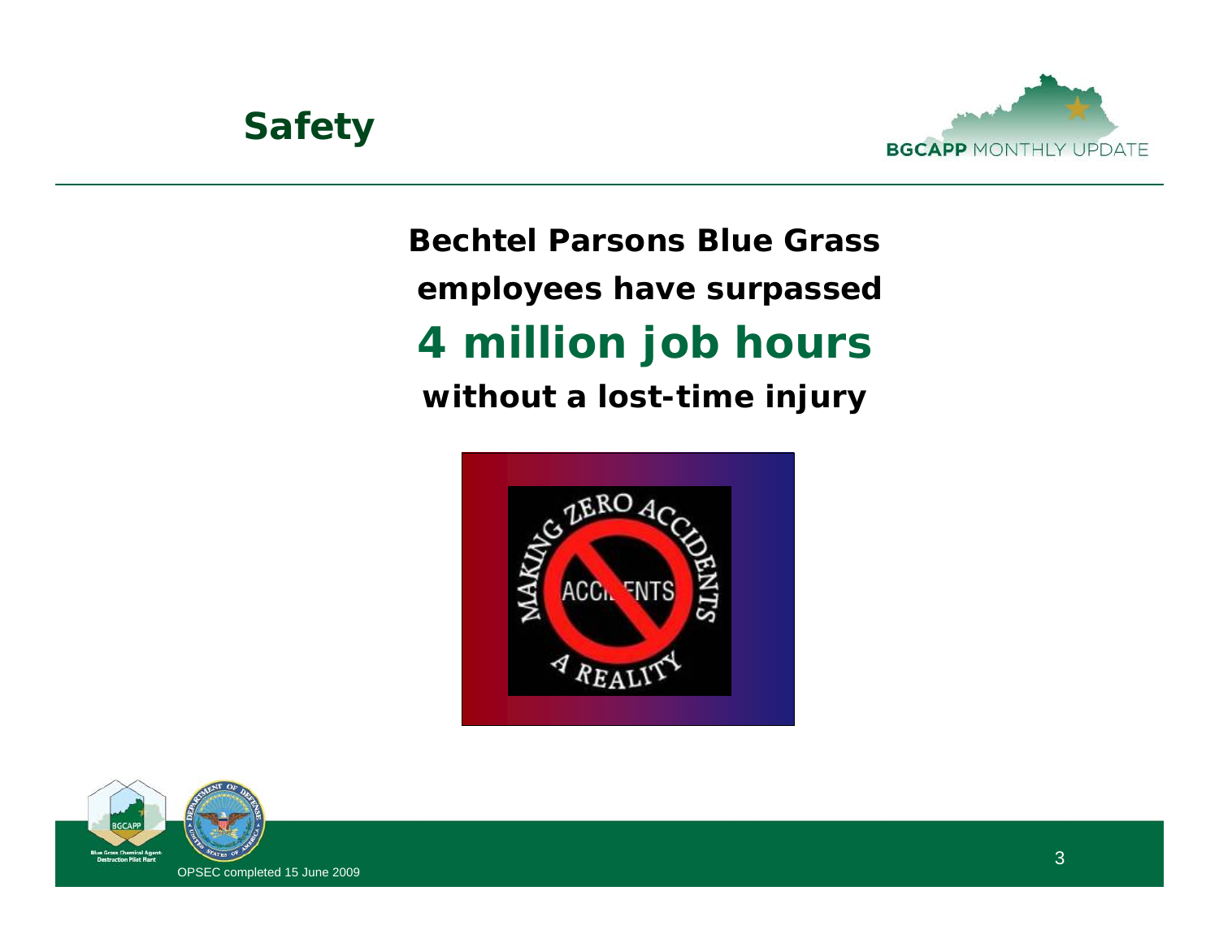# Safety

**Bechtel Parsons Blue Grass employees have surpassed**

## 4 million job hours

**without a lost-time injury**

OPSEC completed 15 June 2009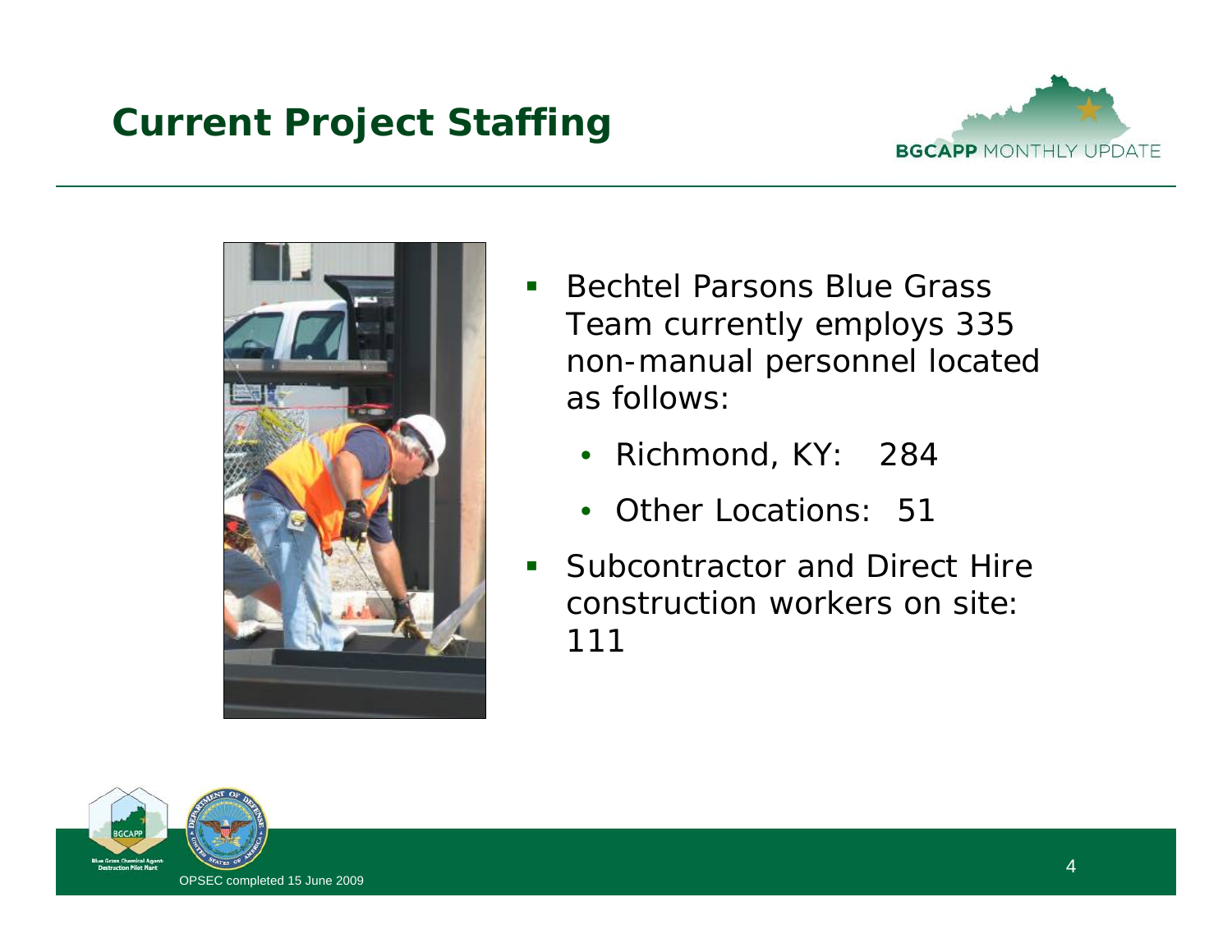# Current Project Staffing

- Bechtel Parsons Blue Grass Team currently employs 335 non-manual personnel located as follows:
  - Richmond, KY: 284
  - Other Locations: 51
- Subcontractor and Direct Hire construction workers on site: 111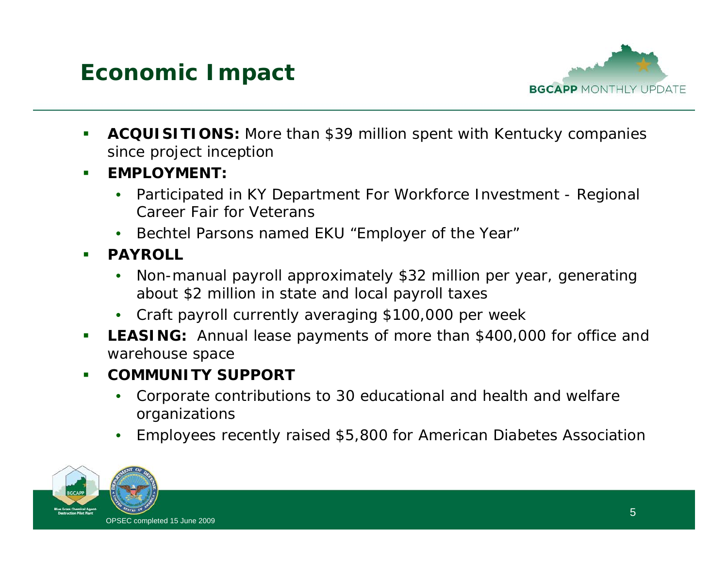# Economic Impact

- **ACQUISITIONS:** More than $39 million spent with Kentucky companies since project inception
- **EMPLOYMENT:**
  - Participated in KY Department For Workforce Investment - Regional Career Fair for Veterans
  - Bechtel Parsons named EKU "Employer of the Year"
- **PAYROLL**
  - Non-manual payroll approximately $32 million per year, generating about $2 million in state and local payroll taxes
  - Craft payroll currently averaging $100,000 per week
- **LEASING:** Annual lease payments of more than $400,000 for office and warehouse space
- **COMMUNITY SUPPORT**
  - Corporate contributions to 30 educational and health and welfare organizations
  - Employees recently raised $5,800 for American Diabetes Association

OPSEC completed 15 June 2009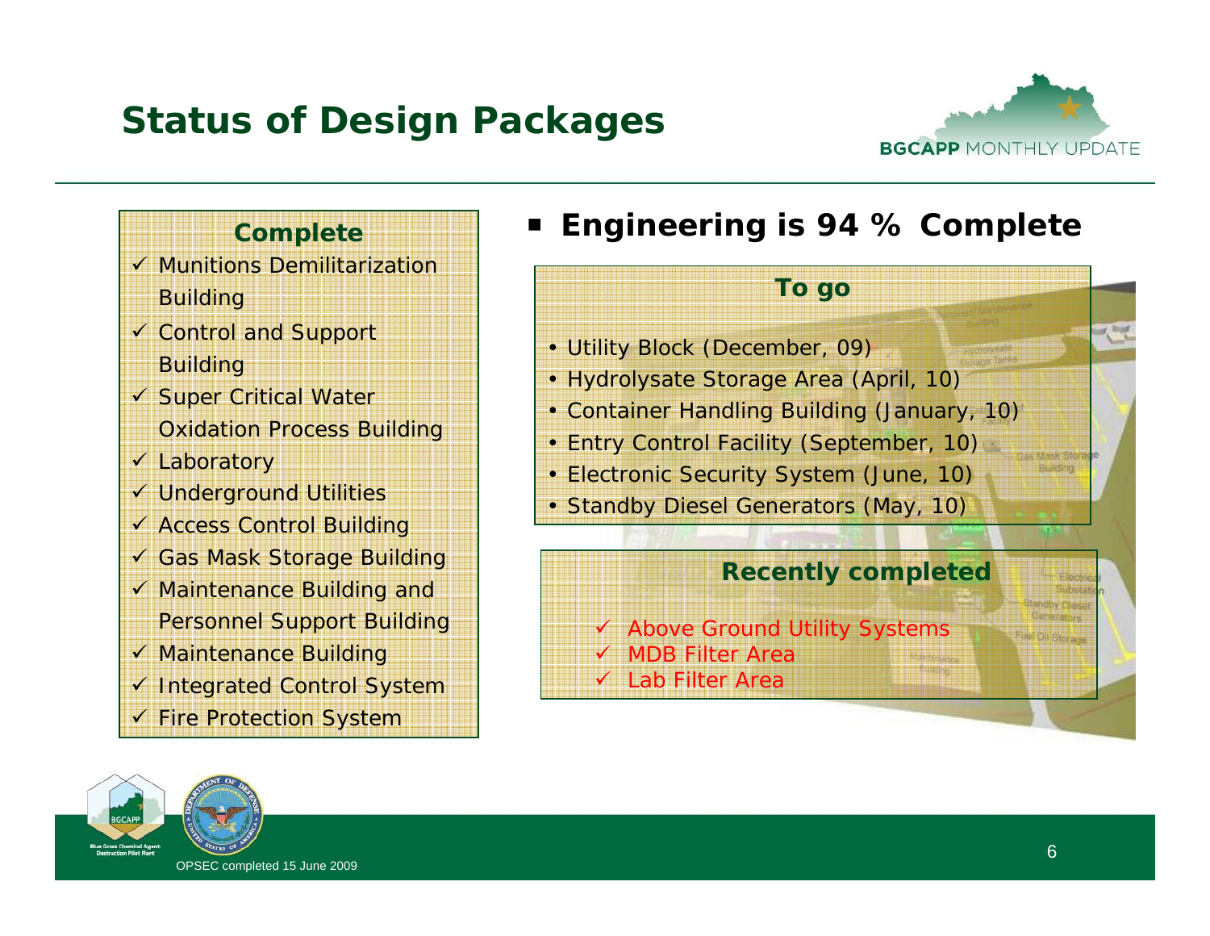# Status of Design Packages

BGCAPP MONTHLY UPDATE

**Complete**

- ✓ Munitions Demilitarization Building
- ✓ Control and Support Building
- ✓ Super Critical Water Oxidation Process Building
- ✓ Laboratory
- ✓ Underground Utilities
- ✓ Access Control Building
- ✓ Gas Mask Storage Building
- ✓ Maintenance Building and Personnel Support Building
- ✓ Maintenance Building
- ✓ Integrated Control System
- ✓ Fire Protection System

- **Engineering is 94 % Complete**

**To go**

- Utility Block (December, 09)
- Hydrolysate Storage Area (April, 10)
- Container Handling Building (January, 10)
- Entry Control Facility (September, 10)
- Electronic Security System (June, 10)
- Standby Diesel Generators (May, 10)

**Recently completed**

- ✓ Above Ground Utility Systems
- ✓ MDB Filter Area
- ✓ Lab Filter Area

OPSEC completed 15 June 2009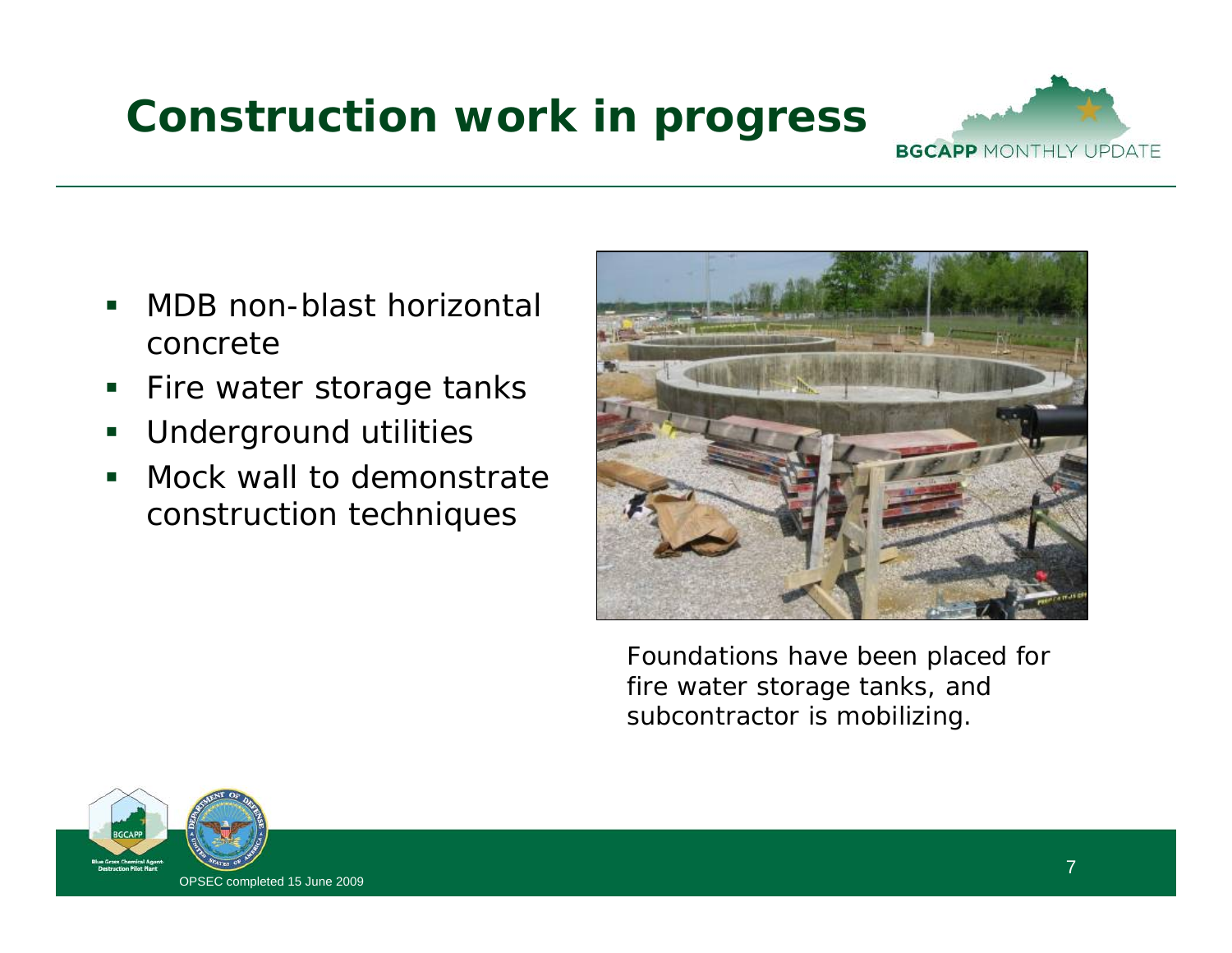# Construction work in progress

- MDB non-blast horizontal concrete
- Fire water storage tanks
- Underground utilities
- Mock wall to demonstrate construction techniques

Foundations have been placed for fire water storage tanks, and subcontractor is mobilizing.

OPSEC completed 15 June 2009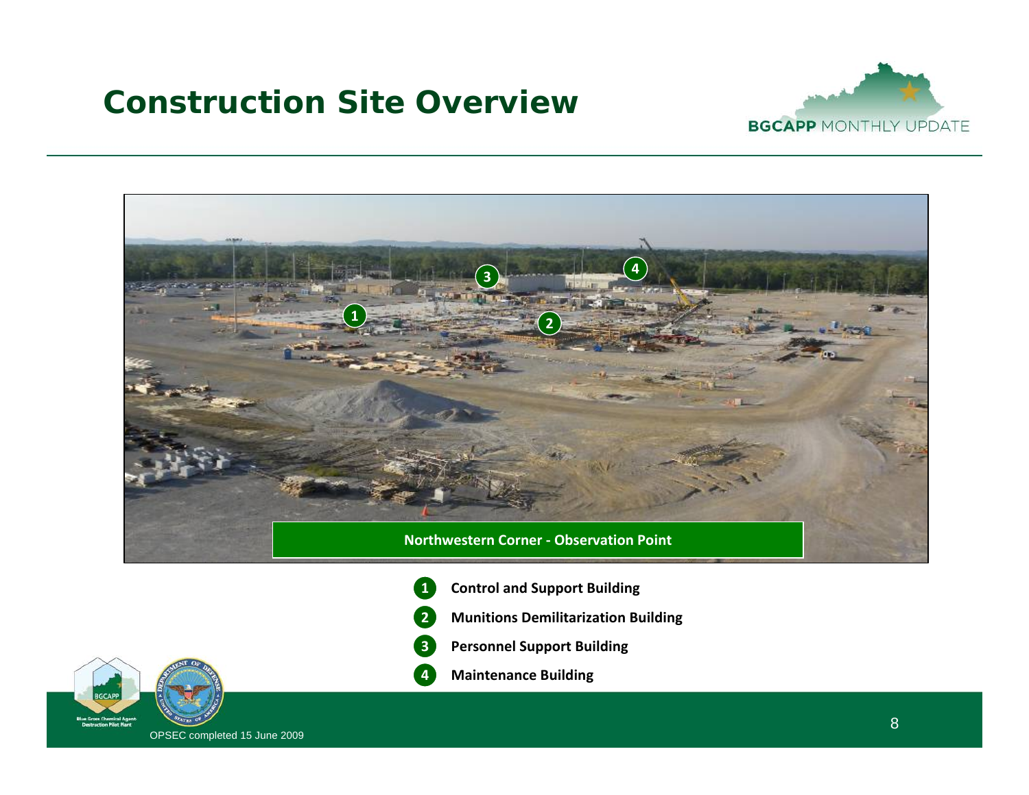# Construction Site Overview

Northwestern Corner - Observation Point

1. **Control and Support Building**
2. **Munitions Demilitarization Building**
3. **Personnel Support Building**
4. **Maintenance Building**

OPSEC completed 15 June 2009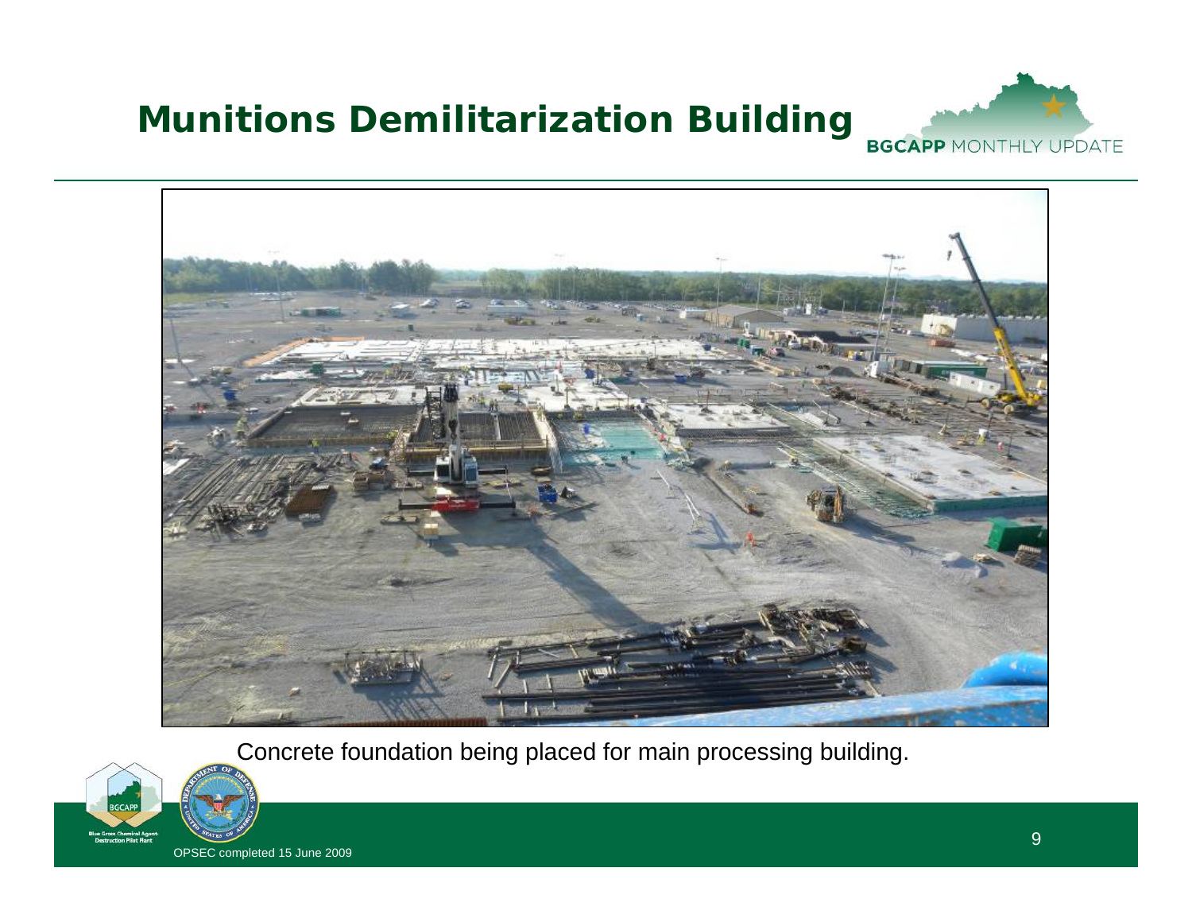# Munitions Demilitarization Building

Concrete foundation being placed for main processing building.

OPSEC completed 15 June 2009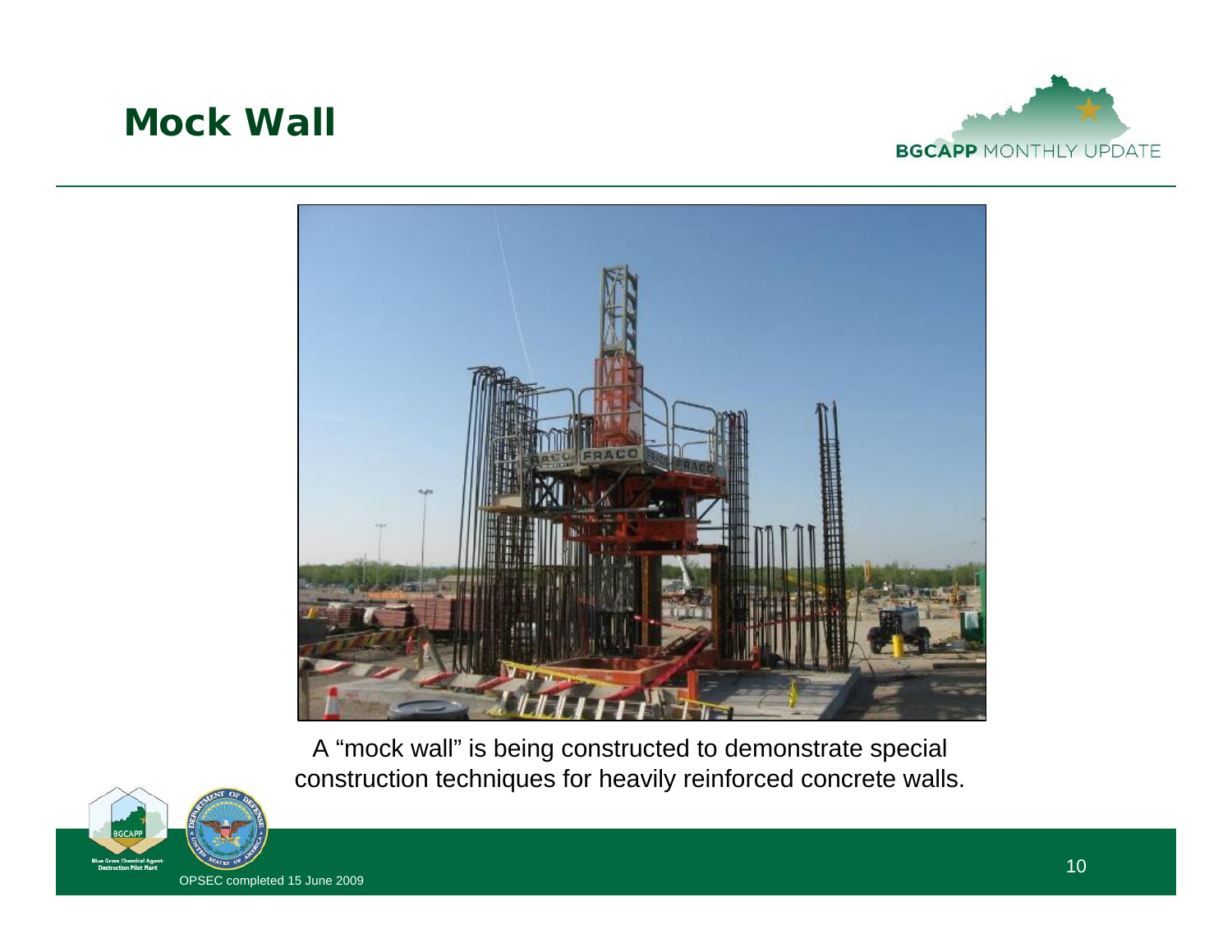# Mock Wall

A "mock wall" is being constructed to demonstrate special construction techniques for heavily reinforced concrete walls.

OPSEC completed 15 June 2009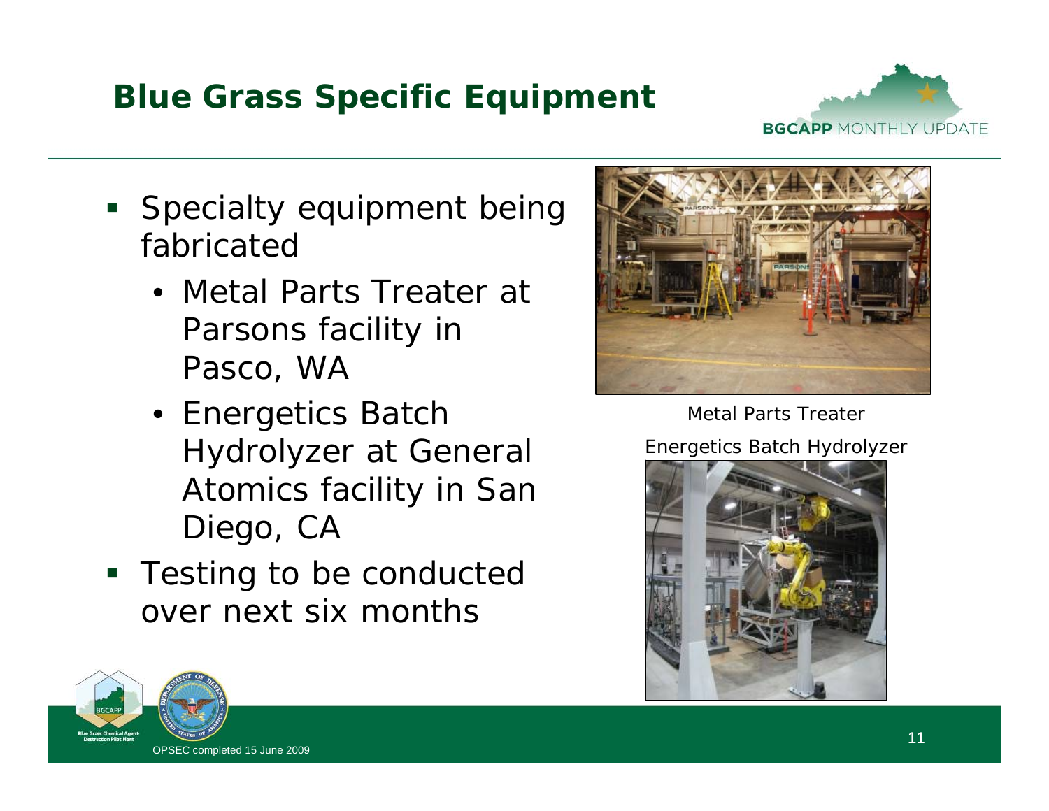# Blue Grass Specific Equipment

- Specialty equipment being fabricated
  - Metal Parts Treater at Parsons facility in Pasco, WA
  - Energetics Batch Hydrolyzer at General Atomics facility in San Diego, CA
- Testing to be conducted over next six months

Metal Parts Treater

Energetics Batch Hydrolyzer

OPSEC completed 15 June 2009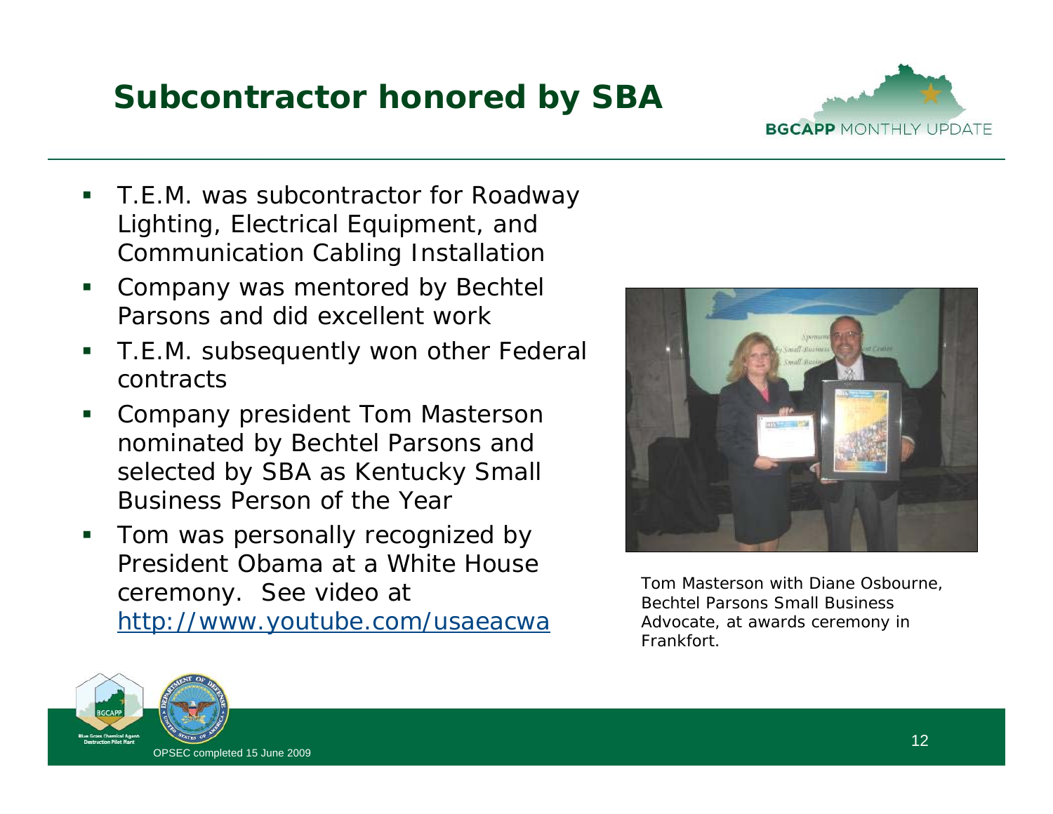# Subcontractor honored by SBA

- T.E.M. was subcontractor for Roadway Lighting, Electrical Equipment, and Communication Cabling Installation
- Company was mentored by Bechtel Parsons and did excellent work
- T.E.M. subsequently won other Federal contracts
- Company president Tom Masterson nominated by Bechtel Parsons and selected by SBA as Kentucky Small Business Person of the Year
- Tom was personally recognized by President Obama at a White House ceremony. See video at [http://www.youtube.com/usaeacwa](http://www.youtube.com/usaeacwa)

Tom Masterson with Diane Osbourne, Bechtel Parsons Small Business Advocate, at awards ceremony in Frankfort.

OPSEC completed 15 June 2009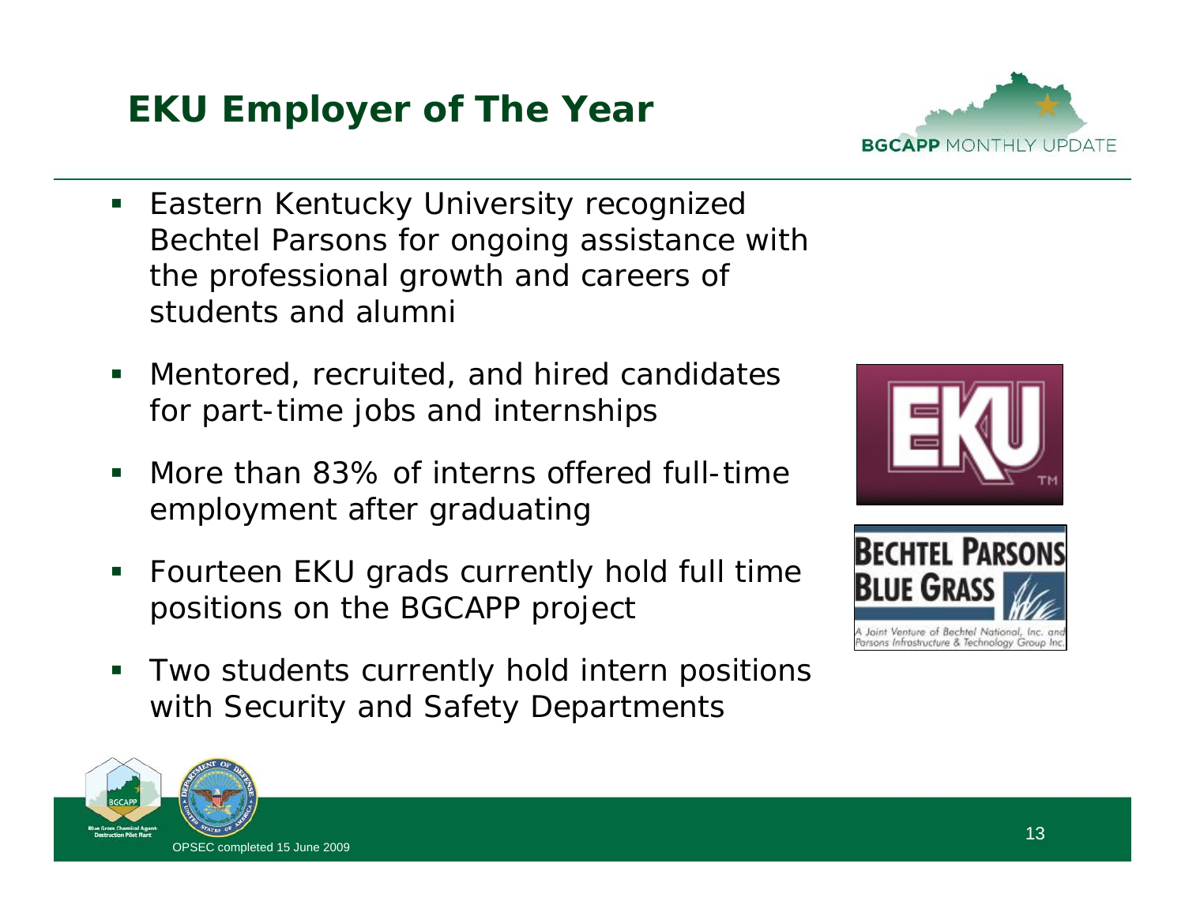# EKU Employer of The Year

- Eastern Kentucky University recognized Bechtel Parsons for ongoing assistance with the professional growth and careers of students and alumni
- Mentored, recruited, and hired candidates for part-time jobs and internships
- More than 83% of interns offered full-time employment after graduating
- Fourteen EKU grads currently hold full time positions on the BGCAPP project
- Two students currently hold intern positions with Security and Safety Departments

OPSEC completed 15 June 2009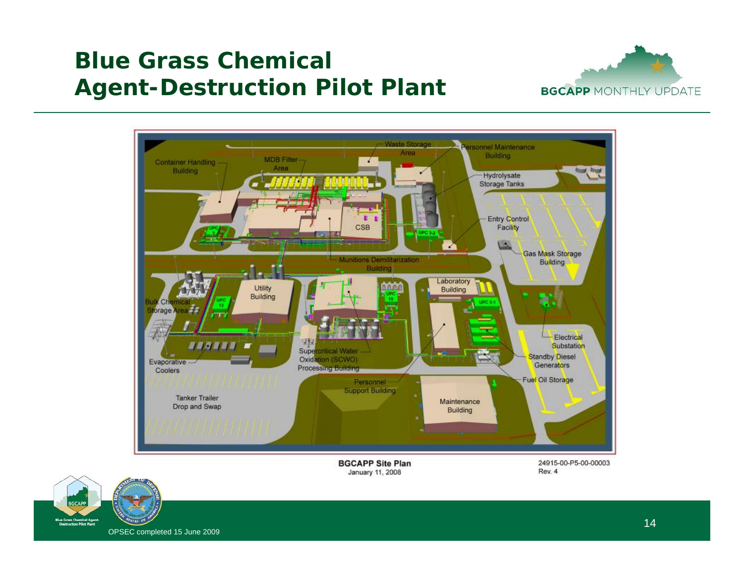# Blue Grass Chemical Agent-Destruction Pilot Plant

BGCAPP MONTHLY UPDATE

Waste Storage Area

Personnel Maintenance Building

Container Handling Building

MDB Filter Area

Hydrolysate Storage Tanks

Entry Control Facility

CSB

UPC 7

UPC 3-2

Gas Mask Storage Building

Munitions Demilitarization Building

Laboratory Building

Utility Building

UPC 13

UPC 10

UPC 3-1

Bulk Chemical Storage Area

Electrical Substation

Standby Diesel Generators

Supercritical Water Oxidation (SCWO) Processing Building

Evaporative Coolers

Fuel Oil Storage

Personnel Support Building

Tanker Trailer Drop and Swap

Maintenance Building

**BGCAPP Site Plan**
January 11, 2008

24915-00-P5-00-00003
Rev. 4

OPSEC completed 15 June 2009